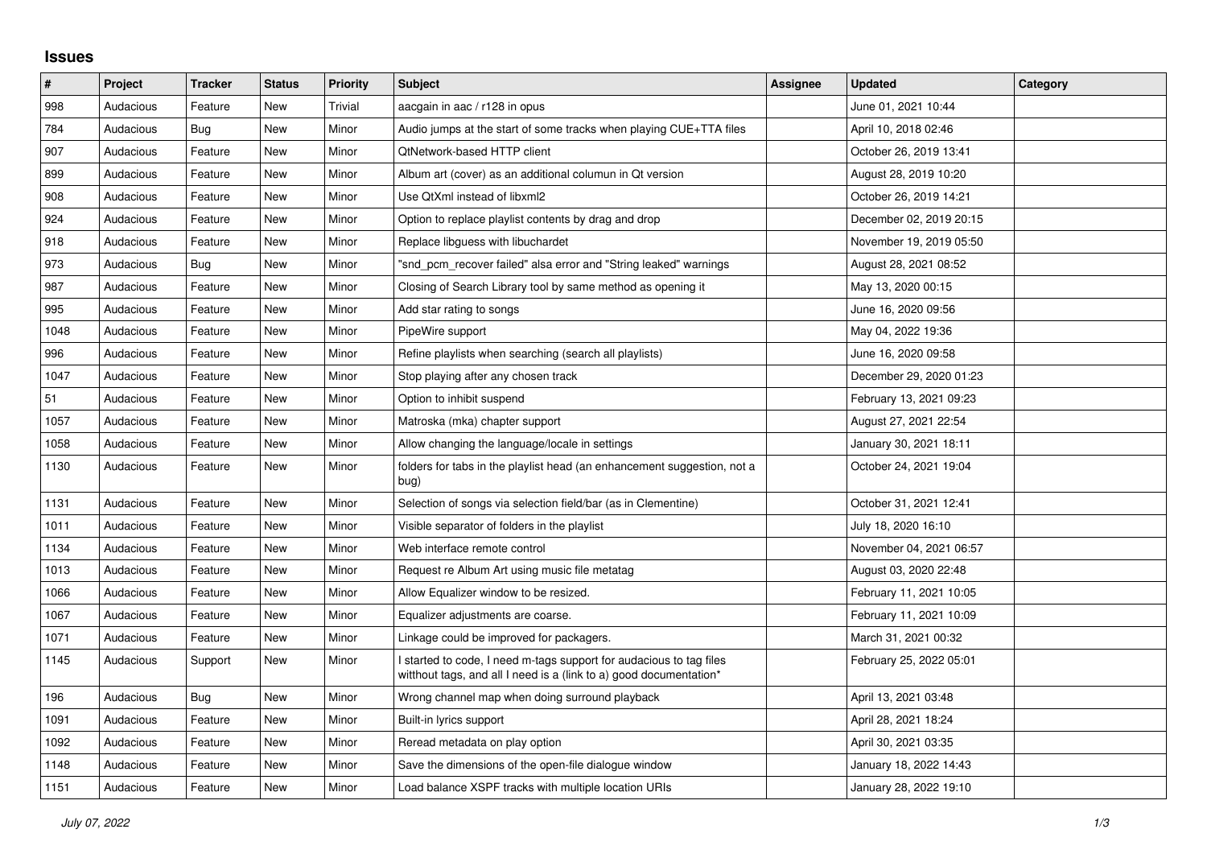## Issues

| # | Project | Tracker | Status | Priority | Subject | Assignee | Updated | Category |
|---|---|---|---|---|---|---|---|---|
| 998 | Audacious | Feature | New | Trivial | aacgain in aac / r128 in opus | | June 01, 2021 10:44 | |
| 784 | Audacious | Bug | New | Minor | Audio jumps at the start of some tracks when playing CUE+TTA files | | April 10, 2018 02:46 | |
| 907 | Audacious | Feature | New | Minor | QtNetwork-based HTTP client | | October 26, 2019 13:41 | |
| 899 | Audacious | Feature | New | Minor | Album art (cover) as an additional columun in Qt version | | August 28, 2019 10:20 | |
| 908 | Audacious | Feature | New | Minor | Use QtXml instead of libxml2 | | October 26, 2019 14:21 | |
| 924 | Audacious | Feature | New | Minor | Option to replace playlist contents by drag and drop | | December 02, 2019 20:15 | |
| 918 | Audacious | Feature | New | Minor | Replace libguess with libuchardet | | November 19, 2019 05:50 | |
| 973 | Audacious | Bug | New | Minor | "snd_pcm_recover failed" alsa error and "String leaked" warnings | | August 28, 2021 08:52 | |
| 987 | Audacious | Feature | New | Minor | Closing of Search Library tool by same method as opening it | | May 13, 2020 00:15 | |
| 995 | Audacious | Feature | New | Minor | Add star rating to songs | | June 16, 2020 09:56 | |
| 1048 | Audacious | Feature | New | Minor | PipeWire support | | May 04, 2022 19:36 | |
| 996 | Audacious | Feature | New | Minor | Refine playlists when searching (search all playlists) | | June 16, 2020 09:58 | |
| 1047 | Audacious | Feature | New | Minor | Stop playing after any chosen track | | December 29, 2020 01:23 | |
| 51 | Audacious | Feature | New | Minor | Option to inhibit suspend | | February 13, 2021 09:23 | |
| 1057 | Audacious | Feature | New | Minor | Matroska (mka) chapter support | | August 27, 2021 22:54 | |
| 1058 | Audacious | Feature | New | Minor | Allow changing the language/locale in settings | | January 30, 2021 18:11 | |
| 1130 | Audacious | Feature | New | Minor | folders for tabs in the playlist head (an enhancement suggestion, not a bug) | | October 24, 2021 19:04 | |
| 1131 | Audacious | Feature | New | Minor | Selection of songs via selection field/bar (as in Clementine) | | October 31, 2021 12:41 | |
| 1011 | Audacious | Feature | New | Minor | Visible separator of folders in the playlist | | July 18, 2020 16:10 | |
| 1134 | Audacious | Feature | New | Minor | Web interface remote control | | November 04, 2021 06:57 | |
| 1013 | Audacious | Feature | New | Minor | Request re Album Art using music file metatag | | August 03, 2020 22:48 | |
| 1066 | Audacious | Feature | New | Minor | Allow Equalizer window to be resized. | | February 11, 2021 10:05 | |
| 1067 | Audacious | Feature | New | Minor | Equalizer adjustments are coarse. | | February 11, 2021 10:09 | |
| 1071 | Audacious | Feature | New | Minor | Linkage could be improved for packagers. | | March 31, 2021 00:32 | |
| 1145 | Audacious | Support | New | Minor | I started to code, I need m-tags support for audacious to tag files witthout tags, and all I need is a (link to a) good documentation* | | February 25, 2022 05:01 | |
| 196 | Audacious | Bug | New | Minor | Wrong channel map when doing surround playback | | April 13, 2021 03:48 | |
| 1091 | Audacious | Feature | New | Minor | Built-in lyrics support | | April 28, 2021 18:24 | |
| 1092 | Audacious | Feature | New | Minor | Reread metadata on play option | | April 30, 2021 03:35 | |
| 1148 | Audacious | Feature | New | Minor | Save the dimensions of the open-file dialogue window | | January 18, 2022 14:43 | |
| 1151 | Audacious | Feature | New | Minor | Load balance XSPF tracks with multiple location URIs | | January 28, 2022 19:10 | |

*July 07, 2022*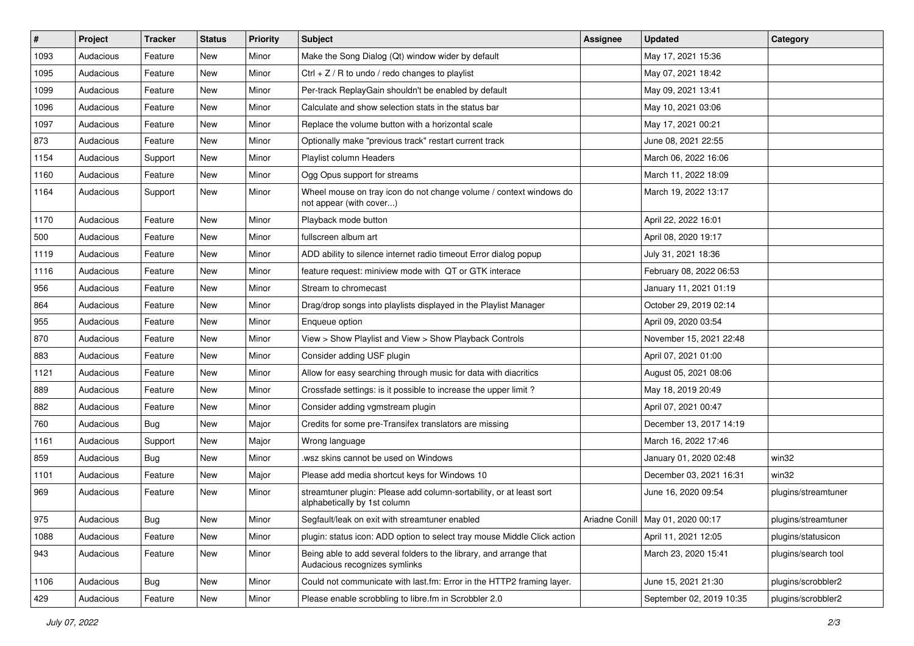| # | Project | Tracker | Status | Priority | Subject | Assignee | Updated | Category |
|---|---|---|---|---|---|---|---|---|
| 1093 | Audacious | Feature | New | Minor | Make the Song Dialog (Qt) window wider by default | | May 17, 2021 15:36 | |
| 1095 | Audacious | Feature | New | Minor | Ctrl + Z / R to undo / redo changes to playlist | | May 07, 2021 18:42 | |
| 1099 | Audacious | Feature | New | Minor | Per-track ReplayGain shouldn't be enabled by default | | May 09, 2021 13:41 | |
| 1096 | Audacious | Feature | New | Minor | Calculate and show selection stats in the status bar | | May 10, 2021 03:06 | |
| 1097 | Audacious | Feature | New | Minor | Replace the volume button with a horizontal scale | | May 17, 2021 00:21 | |
| 873 | Audacious | Feature | New | Minor | Optionally make "previous track" restart current track | | June 08, 2021 22:55 | |
| 1154 | Audacious | Support | New | Minor | Playlist column Headers | | March 06, 2022 16:06 | |
| 1160 | Audacious | Feature | New | Minor | Ogg Opus support for streams | | March 11, 2022 18:09 | |
| 1164 | Audacious | Support | New | Minor | Wheel mouse on tray icon do not change volume / context windows do not appear (with cover...) | | March 19, 2022 13:17 | |
| 1170 | Audacious | Feature | New | Minor | Playback mode button | | April 22, 2022 16:01 | |
| 500 | Audacious | Feature | New | Minor | fullscreen album art | | April 08, 2020 19:17 | |
| 1119 | Audacious | Feature | New | Minor | ADD ability to silence internet radio timeout Error dialog popup | | July 31, 2021 18:36 | |
| 1116 | Audacious | Feature | New | Minor | feature request: miniview mode with QT or GTK interace | | February 08, 2022 06:53 | |
| 956 | Audacious | Feature | New | Minor | Stream to chromecast | | January 11, 2021 01:19 | |
| 864 | Audacious | Feature | New | Minor | Drag/drop songs into playlists displayed in the Playlist Manager | | October 29, 2019 02:14 | |
| 955 | Audacious | Feature | New | Minor | Enqueue option | | April 09, 2020 03:54 | |
| 870 | Audacious | Feature | New | Minor | View > Show Playlist and View > Show Playback Controls | | November 15, 2021 22:48 | |
| 883 | Audacious | Feature | New | Minor | Consider adding USF plugin | | April 07, 2021 01:00 | |
| 1121 | Audacious | Feature | New | Minor | Allow for easy searching through music for data with diacritics | | August 05, 2021 08:06 | |
| 889 | Audacious | Feature | New | Minor | Crossfade settings: is it possible to increase the upper limit ? | | May 18, 2019 20:49 | |
| 882 | Audacious | Feature | New | Minor | Consider adding vgmstream plugin | | April 07, 2021 00:47 | |
| 760 | Audacious | Bug | New | Major | Credits for some pre-Transifex translators are missing | | December 13, 2017 14:19 | |
| 1161 | Audacious | Support | New | Major | Wrong language | | March 16, 2022 17:46 | |
| 859 | Audacious | Bug | New | Minor | .wsz skins cannot be used on Windows | | January 01, 2020 02:48 | win32 |
| 1101 | Audacious | Feature | New | Major | Please add media shortcut keys for Windows 10 | | December 03, 2021 16:31 | win32 |
| 969 | Audacious | Feature | New | Minor | streamtuner plugin: Please add column-sortability, or at least sort alphabetically by 1st column | | June 16, 2020 09:54 | plugins/streamtuner |
| 975 | Audacious | Bug | New | Minor | Segfault/leak on exit with streamtuner enabled | Ariadne Conill | May 01, 2020 00:17 | plugins/streamtuner |
| 1088 | Audacious | Feature | New | Minor | plugin: status icon: ADD option to select tray mouse Middle Click action | | April 11, 2021 12:05 | plugins/statusicon |
| 943 | Audacious | Feature | New | Minor | Being able to add several folders to the library, and arrange that Audacious recognizes symlinks | | March 23, 2020 15:41 | plugins/search tool |
| 1106 | Audacious | Bug | New | Minor | Could not communicate with last.fm: Error in the HTTP2 framing layer. | | June 15, 2021 21:30 | plugins/scrobbler2 |
| 429 | Audacious | Feature | New | Minor | Please enable scrobbling to libre.fm in Scrobbler 2.0 | | September 02, 2019 10:35 | plugins/scrobbler2 |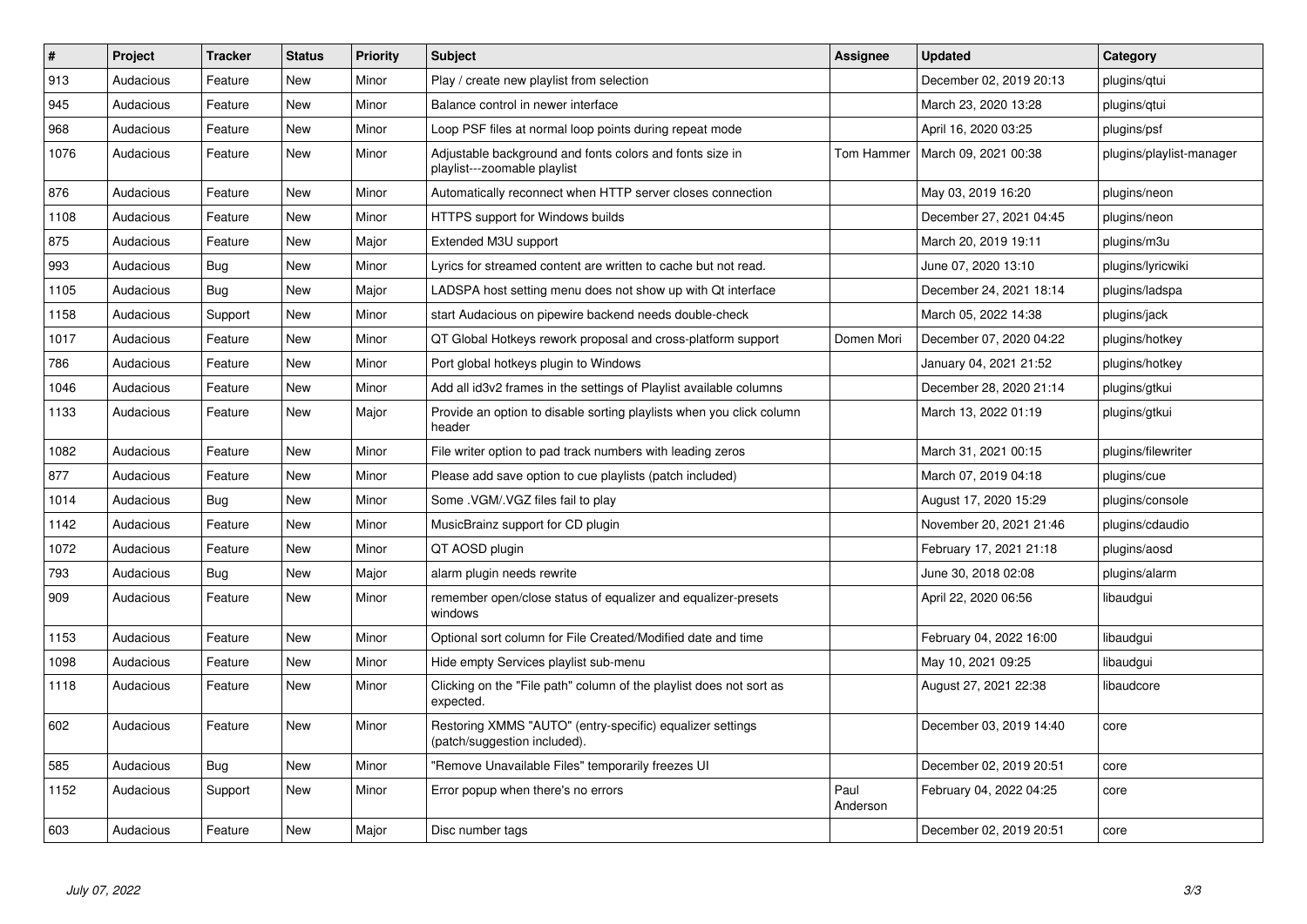| # | Project | Tracker | Status | Priority | Subject | Assignee | Updated | Category |
|---|---|---|---|---|---|---|---|---|
| 913 | Audacious | Feature | New | Minor | Play / create new playlist from selection | | December 02, 2019 20:13 | plugins/qtui |
| 945 | Audacious | Feature | New | Minor | Balance control in newer interface | | March 23, 2020 13:28 | plugins/qtui |
| 968 | Audacious | Feature | New | Minor | Loop PSF files at normal loop points during repeat mode | | April 16, 2020 03:25 | plugins/psf |
| 1076 | Audacious | Feature | New | Minor | Adjustable background and fonts colors and fonts size in playlist---zoomable playlist | Tom Hammer | March 09, 2021 00:38 | plugins/playlist-manager |
| 876 | Audacious | Feature | New | Minor | Automatically reconnect when HTTP server closes connection | | May 03, 2019 16:20 | plugins/neon |
| 1108 | Audacious | Feature | New | Minor | HTTPS support for Windows builds | | December 27, 2021 04:45 | plugins/neon |
| 875 | Audacious | Feature | New | Major | Extended M3U support | | March 20, 2019 19:11 | plugins/m3u |
| 993 | Audacious | Bug | New | Minor | Lyrics for streamed content are written to cache but not read. | | June 07, 2020 13:10 | plugins/lyricwiki |
| 1105 | Audacious | Bug | New | Major | LADSPA host setting menu does not show up with Qt interface | | December 24, 2021 18:14 | plugins/ladspa |
| 1158 | Audacious | Support | New | Minor | start Audacious on pipewire backend needs double-check | | March 05, 2022 14:38 | plugins/jack |
| 1017 | Audacious | Feature | New | Minor | QT Global Hotkeys rework proposal and cross-platform support | Domen Mori | December 07, 2020 04:22 | plugins/hotkey |
| 786 | Audacious | Feature | New | Minor | Port global hotkeys plugin to Windows | | January 04, 2021 21:52 | plugins/hotkey |
| 1046 | Audacious | Feature | New | Minor | Add all id3v2 frames in the settings of Playlist available columns | | December 28, 2020 21:14 | plugins/gtkui |
| 1133 | Audacious | Feature | New | Major | Provide an option to disable sorting playlists when you click column header | | March 13, 2022 01:19 | plugins/gtkui |
| 1082 | Audacious | Feature | New | Minor | File writer option to pad track numbers with leading zeros | | March 31, 2021 00:15 | plugins/filewriter |
| 877 | Audacious | Feature | New | Minor | Please add save option to cue playlists (patch included) | | March 07, 2019 04:18 | plugins/cue |
| 1014 | Audacious | Bug | New | Minor | Some .VGM/.VGZ files fail to play | | August 17, 2020 15:29 | plugins/console |
| 1142 | Audacious | Feature | New | Minor | MusicBrainz support for CD plugin | | November 20, 2021 21:46 | plugins/cdaudio |
| 1072 | Audacious | Feature | New | Minor | QT AOSD plugin | | February 17, 2021 21:18 | plugins/aosd |
| 793 | Audacious | Bug | New | Major | alarm plugin needs rewrite | | June 30, 2018 02:08 | plugins/alarm |
| 909 | Audacious | Feature | New | Minor | remember open/close status of equalizer and equalizer-presets windows | | April 22, 2020 06:56 | libaudgui |
| 1153 | Audacious | Feature | New | Minor | Optional sort column for File Created/Modified date and time | | February 04, 2022 16:00 | libaudgui |
| 1098 | Audacious | Feature | New | Minor | Hide empty Services playlist sub-menu | | May 10, 2021 09:25 | libaudgui |
| 1118 | Audacious | Feature | New | Minor | Clicking on the "File path" column of the playlist does not sort as expected. | | August 27, 2021 22:38 | libaudcore |
| 602 | Audacious | Feature | New | Minor | Restoring XMMS "AUTO" (entry-specific) equalizer settings (patch/suggestion included). | | December 03, 2019 14:40 | core |
| 585 | Audacious | Bug | New | Minor | "Remove Unavailable Files" temporarily freezes UI | | December 02, 2019 20:51 | core |
| 1152 | Audacious | Support | New | Minor | Error popup when there's no errors | Paul Anderson | February 04, 2022 04:25 | core |
| 603 | Audacious | Feature | New | Major | Disc number tags | | December 02, 2019 20:51 | core |

*July 07, 2022*